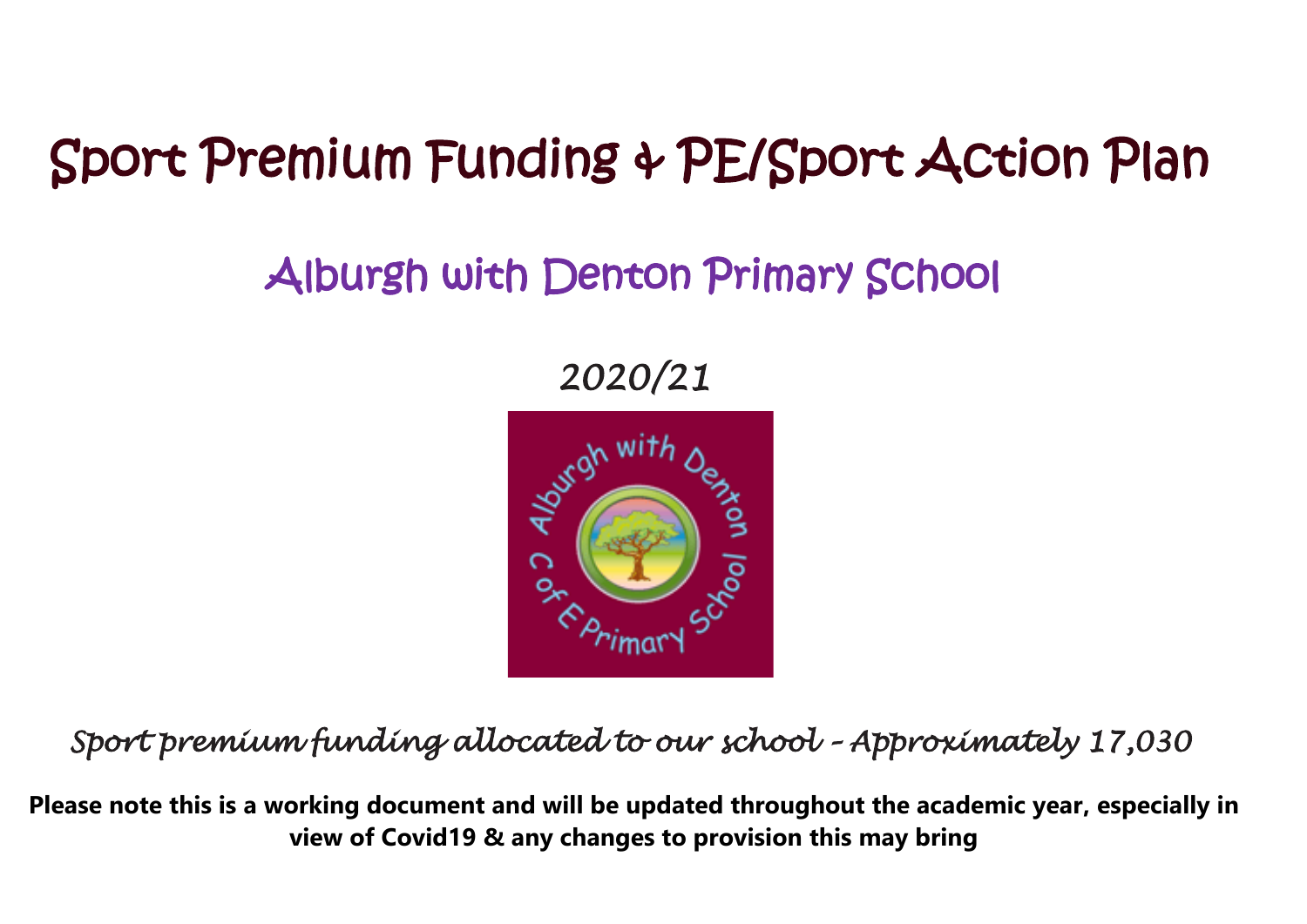# Sport Premium Funding & PE/Sport Action Plan

## Alburgh with Denton Primary School

*2020/21*

*Sport premium funding allocated to our school – Approximately 17,030*

**Please note this is a working document and will be updated throughout the academic year, especially in view of Covid19 & any changes to provision this may bring**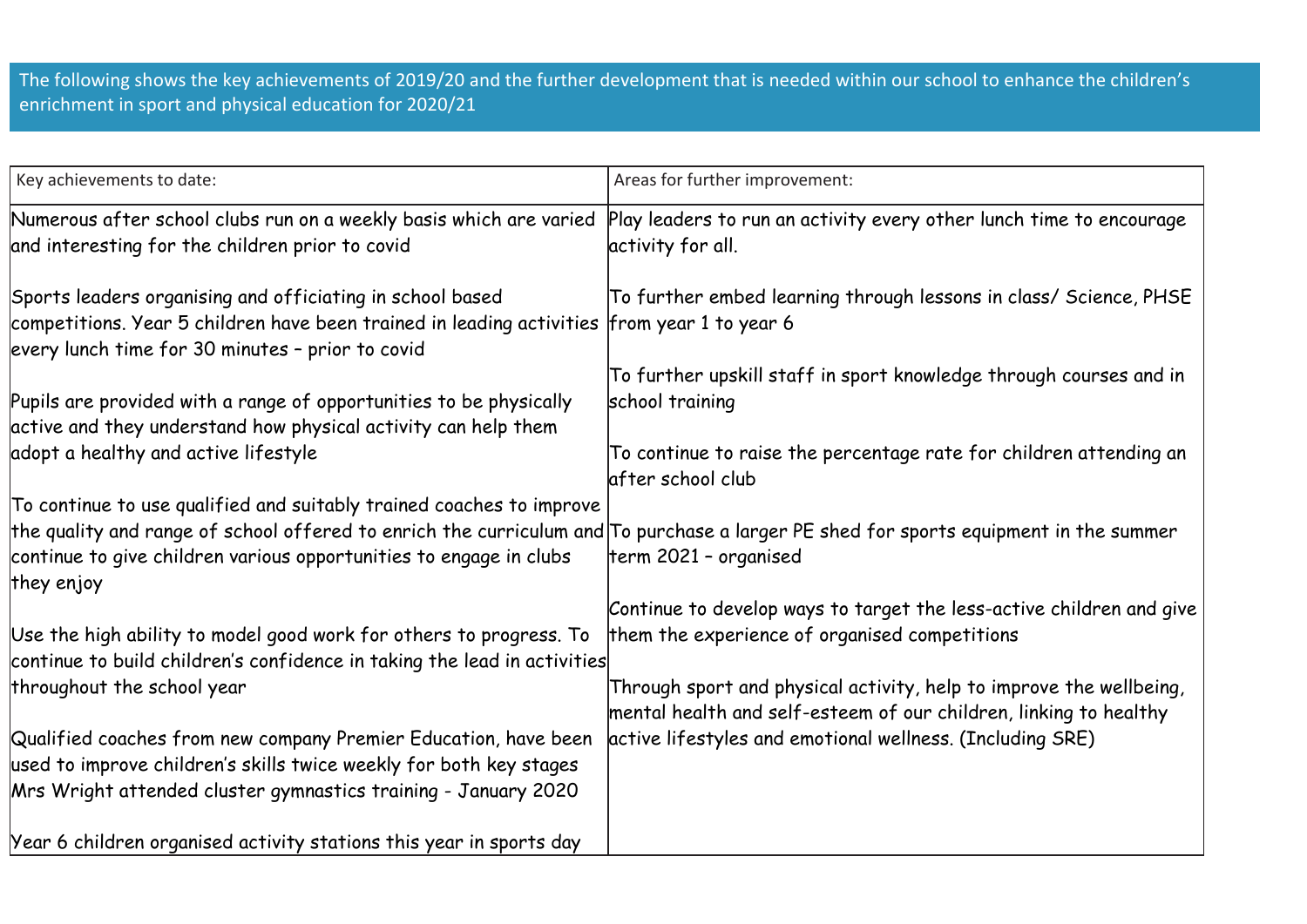The following shows the key achievements of 2019/20 and the further development that is needed within our school to enhance the children's enrichment in sport and physical education for 2020/21

| Key achievements to date: | Areas for further improvement: |
|---|---|
| Numerous after school clubs run on a weekly basis which are varied and interesting for the children prior to covid<br><br>Sports leaders organising and officiating in school based competitions. Year 5 children have been trained in leading activities every lunch time for 30 minutes – prior to covid<br><br>Pupils are provided with a range of opportunities to be physically active and they understand how physical activity can help them adopt a healthy and active lifestyle<br><br>To continue to use qualified and suitably trained coaches to improve the quality and range of school offered to enrich the curriculum and continue to give children various opportunities to engage in clubs they enjoy<br><br>Use the high ability to model good work for others to progress. To continue to build children's confidence in taking the lead in activities throughout the school year<br><br>Qualified coaches from new company Premier Education, have been used to improve children's skills twice weekly for both key stages<br>Mrs Wright attended cluster gymnastics training - January 2020<br><br>Year 6 children organised activity stations this year in sports day | Play leaders to run an activity every other lunch time to encourage activity for all.<br><br>To further embed learning through lessons in class/ Science, PHSE from year 1 to year 6<br><br>To further upskill staff in sport knowledge through courses and in school training<br><br>To continue to raise the percentage rate for children attending an after school club<br><br>To purchase a larger PE shed for sports equipment in the summer term 2021 – organised<br><br>Continue to develop ways to target the less-active children and give them the experience of organised competitions<br><br>Through sport and physical activity, help to improve the wellbeing, mental health and self-esteem of our children, linking to healthy active lifestyles and emotional wellness. (Including SRE) |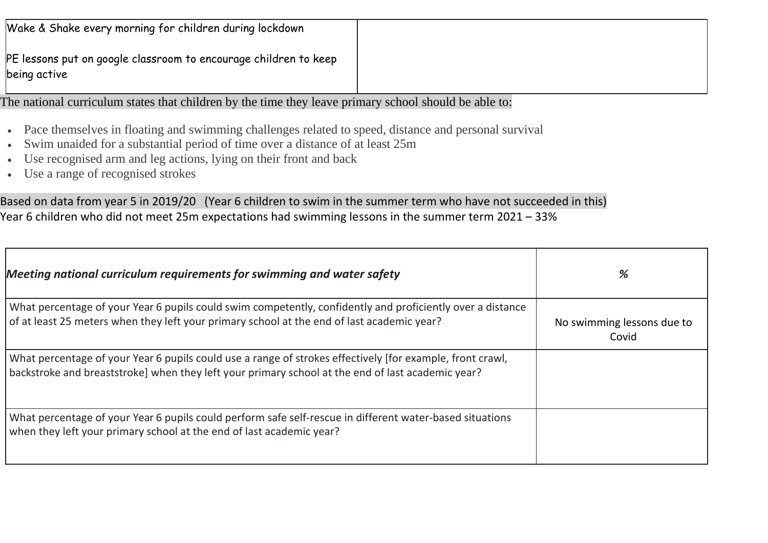| Wake & Shake every morning for children during lockdown<br><br>PE lessons put on google classroom to encourage children to keep being active | |
|---|---|

The national curriculum states that children by the time they leave primary school should be able to:

- Pace themselves in floating and swimming challenges related to speed, distance and personal survival
- Swim unaided for a substantial period of time over a distance of at least 25m
- Use recognised arm and leg actions, lying on their front and back
- Use a range of recognised strokes

Based on data from year 5 in 2019/20 (Year 6 children to swim in the summer term who have not succeeded in this)
Year 6 children who did not meet 25m expectations had swimming lessons in the summer term 2021 – 33%

| ***Meeting national curriculum requirements for swimming and water safety*** | ***%*** |
|---|---|
| What percentage of your Year 6 pupils could swim competently, confidently and proficiently over a distance of at least 25 meters when they left your primary school at the end of last academic year? | No swimming lessons due to Covid |
| What percentage of your Year 6 pupils could use a range of strokes effectively [for example, front crawl, backstroke and breaststroke] when they left your primary school at the end of last academic year? | |
| What percentage of your Year 6 pupils could perform safe self-rescue in different water-based situations when they left your primary school at the end of last academic year? | |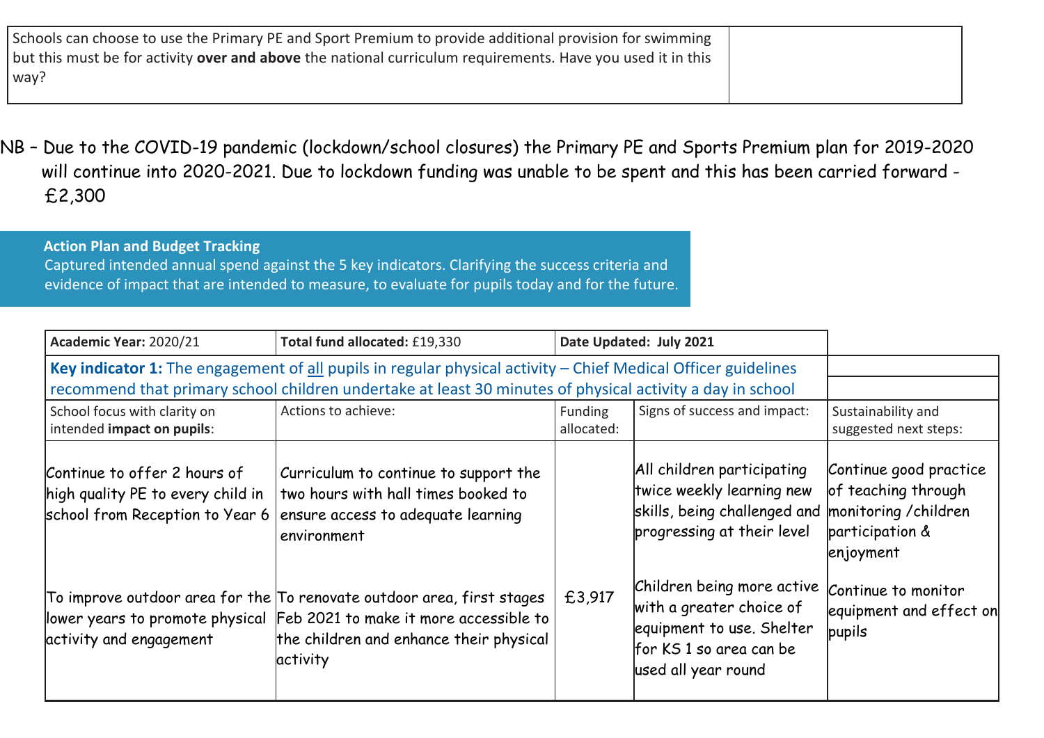| Schools can choose to use the Primary PE and Sport Premium to provide additional provision for swimming but this must be for activity **over and above** the national curriculum requirements. Have you used it in this way? | |
|---|---|

NB – Due to the COVID-19 pandemic (lockdown/school closures) the Primary PE and Sports Premium plan for 2019-2020 will continue into 2020-2021. Due to lockdown funding was unable to be spent and this has been carried forward - £2,300

**Action Plan and Budget Tracking**

Captured intended annual spend against the 5 key indicators. Clarifying the success criteria and evidence of impact that are intended to measure, to evaluate for pupils today and for the future.

| **Academic Year:** 2020/21 | **Total fund allocated:** £19,330 | **Date Updated: July 2021** | | |
|---|---|---|---|---|
| **Key indicator 1:** The engagement of all pupils in regular physical activity – Chief Medical Officer guidelines recommend that primary school children undertake at least 30 minutes of physical activity a day in school | | | | |
| School focus with clarity on intended **impact on pupils**: | Actions to achieve: | Funding allocated: | Signs of success and impact: | Sustainability and suggested next steps: |
| Continue to offer 2 hours of high quality PE to every child in school from Reception to Year 6 | Curriculum to continue to support the two hours with hall times booked to ensure access to adequate learning environment | | All children participating twice weekly learning new skills, being challenged and progressing at their level | Continue good practice of teaching through monitoring /children participation & enjoyment |
| To improve outdoor area for the lower years to promote physical activity and engagement | To renovate outdoor area, first stages Feb 2021 to make it more accessible to the children and enhance their physical activity | £3,917 | Children being more active with a greater choice of equipment to use. Shelter for KS 1 so area can be used all year round | Continue to monitor equipment and effect on pupils |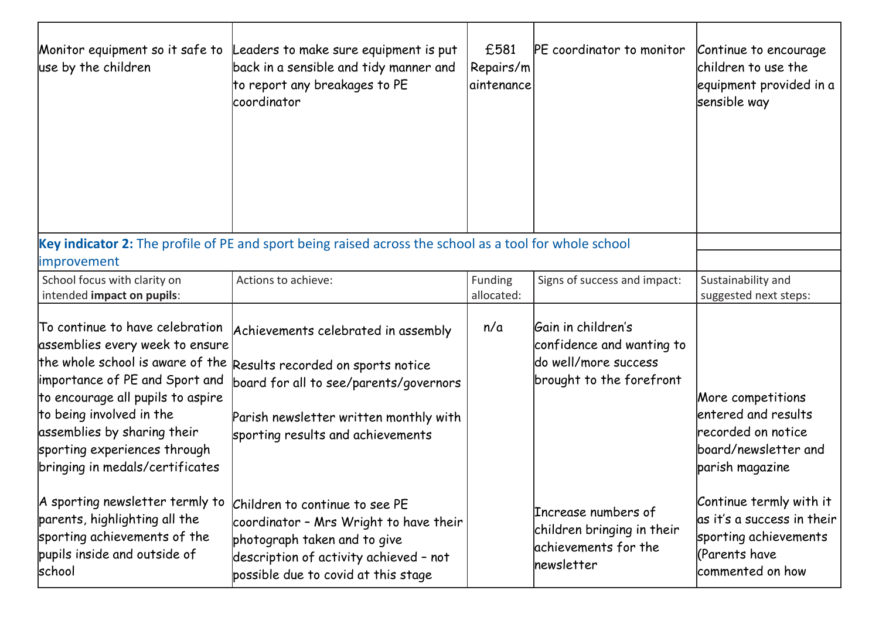| | | | | |
|---|---|---|---|---|
| Monitor equipment so it safe to use by the children | Leaders to make sure equipment is put back in a sensible and tidy manner and to report any breakages to PE coordinator | £581 Repairs/maintenance | PE coordinator to monitor | Continue to encourage children to use the equipment provided in a sensible way |

**Key indicator 2:** The profile of PE and sport being raised across the school as a tool for whole school improvement

| School focus with clarity on intended **impact on pupils**: | Actions to achieve: | Funding allocated: | Signs of success and impact: | Sustainability and suggested next steps: |
|---|---|---|---|---|
| To continue to have celebration assemblies every week to ensure the whole school is aware of the importance of PE and Sport and to encourage all pupils to aspire to being involved in the assemblies by sharing their sporting experiences through bringing in medals/certificates | Achievements celebrated in assembly<br><br>Results recorded on sports notice board for all to see/parents/governors<br><br>Parish newsletter written monthly with sporting results and achievements | n/a | Gain in children's confidence and wanting to do well/more success brought to the forefront | More competitions entered and results recorded on notice board/newsletter and parish magazine |
| A sporting newsletter termly to parents, highlighting all the sporting achievements of the pupils inside and outside of school | Children to continue to see PE coordinator – Mrs Wright to have their photograph taken and to give description of activity achieved – not possible due to covid at this stage | | Increase numbers of children bringing in their achievements for the newsletter | Continue termly with it as it's a success in their sporting achievements (Parents have commented on how |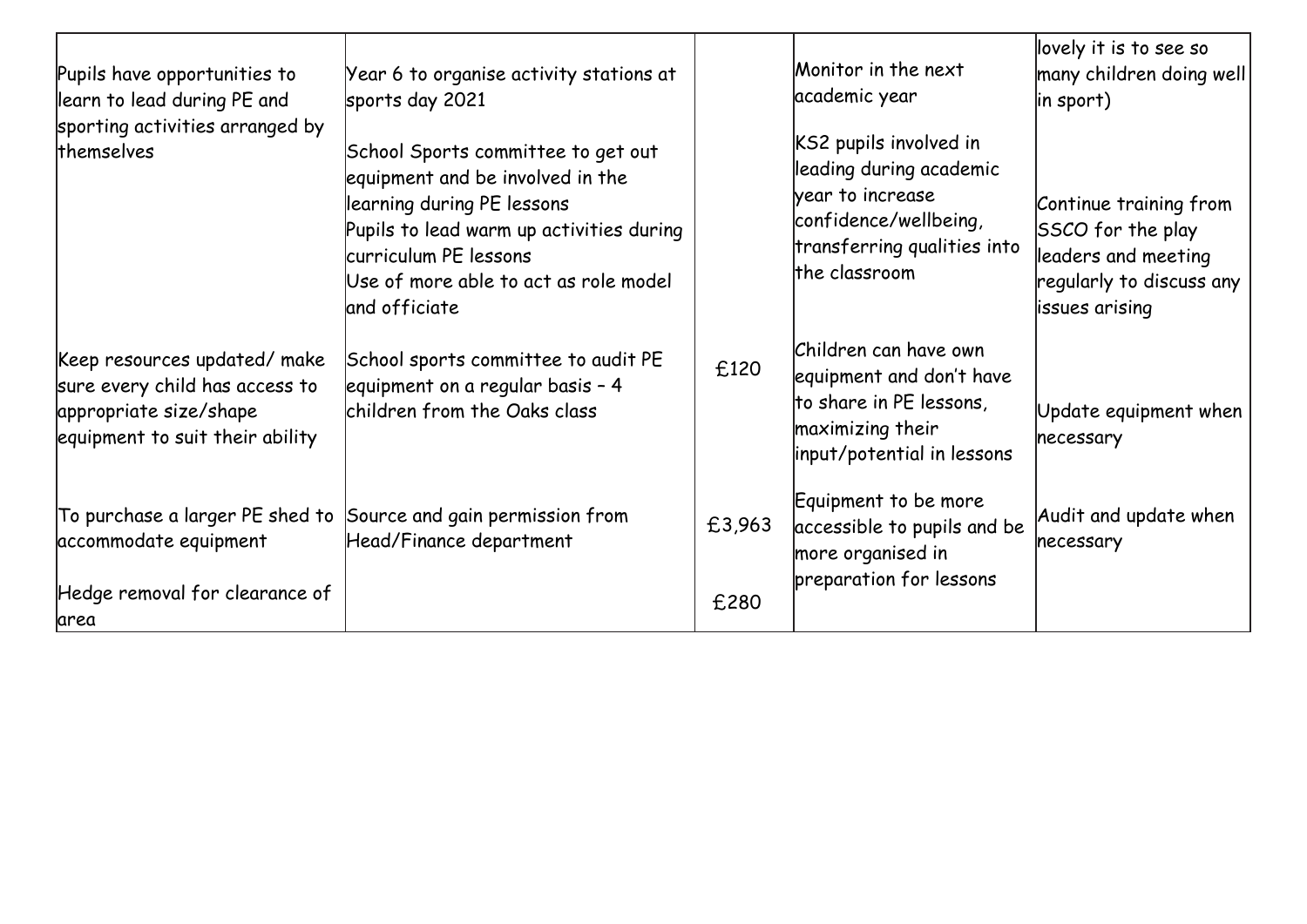| | | | | |
|---|---|---|---|---|
| | | | | lovely it is to see so many children doing well in sport) |
| Pupils have opportunities to learn to lead during PE and sporting activities arranged by themselves | Year 6 to organise activity stations at sports day 2021<br><br>School Sports committee to get out equipment and be involved in the learning during PE lessons<br>Pupils to lead warm up activities during curriculum PE lessons<br>Use of more able to act as role model and officiate | | Monitor in the next academic year<br><br>KS2 pupils involved in leading during academic year to increase confidence/wellbeing, transferring qualities into the classroom | Continue training from SSCO for the play leaders and meeting regularly to discuss any issues arising |
| Keep resources updated/ make sure every child has access to appropriate size/shape equipment to suit their ability | School sports committee to audit PE equipment on a regular basis – 4 children from the Oaks class | £120 | Children can have own equipment and don't have to share in PE lessons, maximizing their input/potential in lessons | Update equipment when necessary |
| To purchase a larger PE shed to accommodate equipment<br><br>Hedge removal for clearance of area | Source and gain permission from Head/Finance department | £3,963<br><br>£280 | Equipment to be more accessible to pupils and be more organised in preparation for lessons | Audit and update when necessary |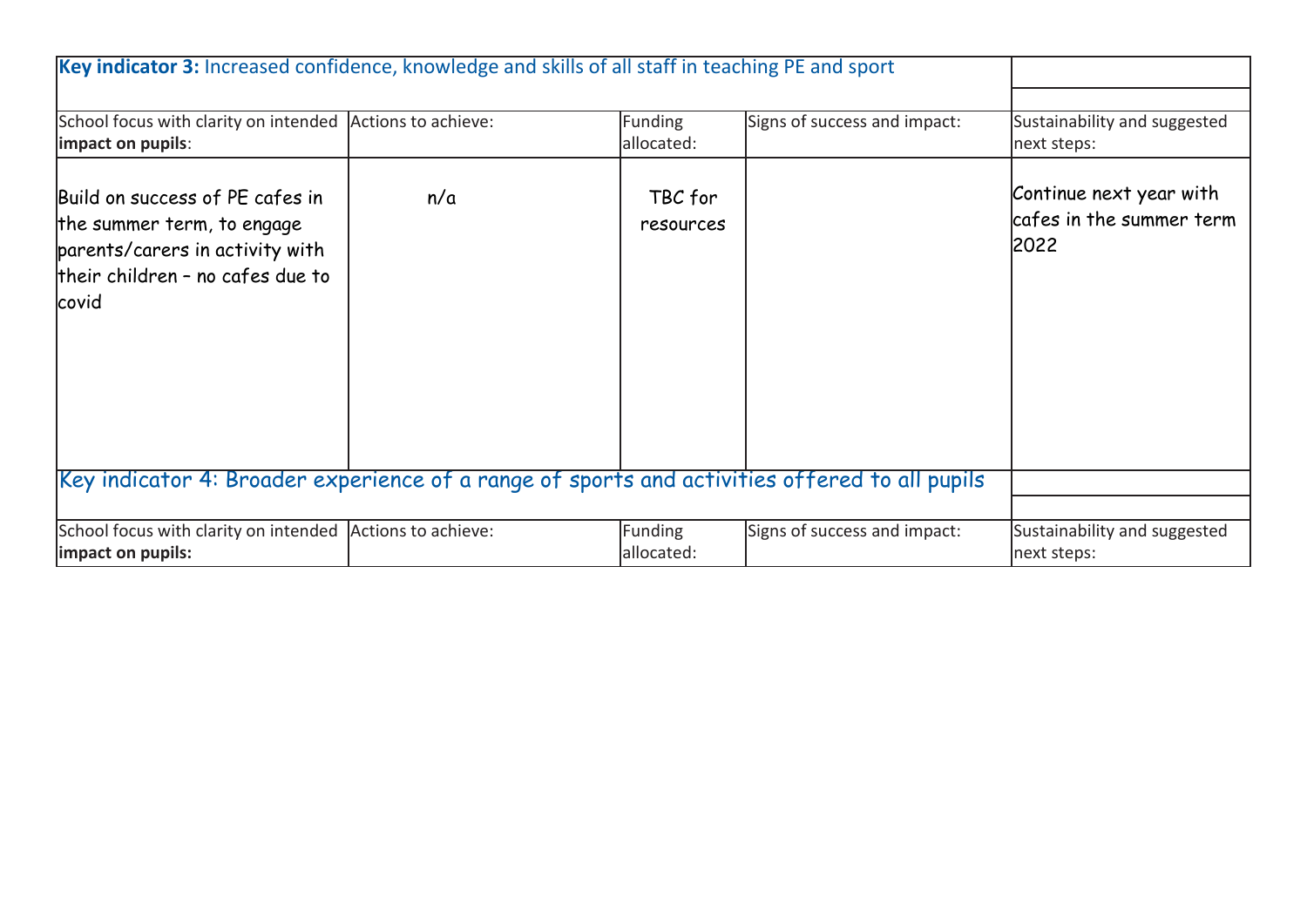| **Key indicator 3:** Increased confidence, knowledge and skills of all staff in teaching PE and sport | | | | |
|---|---|---|---|---|
| School focus with clarity on intended **impact on pupils**: | Actions to achieve: | Funding allocated: | Signs of success and impact: | Sustainability and suggested next steps: |
| Build on success of PE cafes in the summer term, to engage parents/carers in activity with their children – no cafes due to covid | n/a | TBC for resources | | Continue next year with cafes in the summer term 2022 |

| Key indicator 4: Broader experience of a range of sports and activities offered to all pupils | | | | |
|---|---|---|---|---|
| School focus with clarity on intended **impact on pupils:** | Actions to achieve: | Funding allocated: | Signs of success and impact: | Sustainability and suggested next steps: |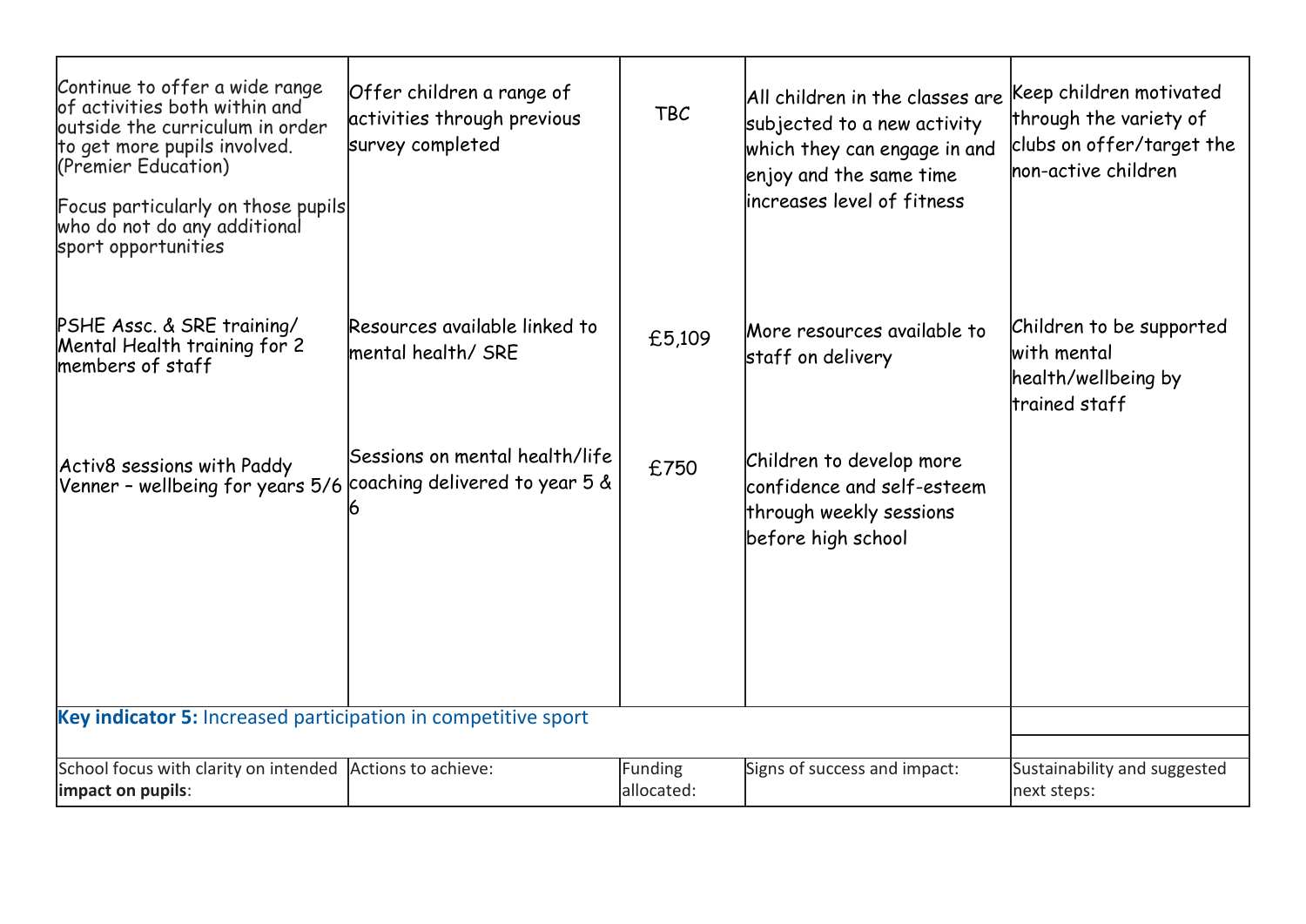| | | | | |
|---|---|---|---|---|
| Continue to offer a wide range of activities both within and outside the curriculum in order to get more pupils involved. (Premier Education)<br><br>Focus particularly on those pupils who do not do any additional sport opportunities | Offer children a range of activities through previous survey completed | TBC | All children in the classes are subjected to a new activity which they can engage in and enjoy and the same time increases level of fitness | Keep children motivated through the variety of clubs on offer/target the non-active children |
| PSHE Assc. & SRE training/ Mental Health training for 2 members of staff | Resources available linked to mental health/ SRE | £5,109 | More resources available to staff on delivery | Children to be supported with mental health/wellbeing by trained staff |
| Activ8 sessions with Paddy Venner – wellbeing for years 5/6 | Sessions on mental health/life coaching delivered to year 5 & 6 | £750 | Children to develop more confidence and self-esteem through weekly sessions before high school | |

| **Key indicator 5:** Increased participation in competitive sport | | | | |
|---|---|---|---|---|
| School focus with clarity on intended **impact on pupils**: | Actions to achieve: | Funding allocated: | Signs of success and impact: | Sustainability and suggested next steps: |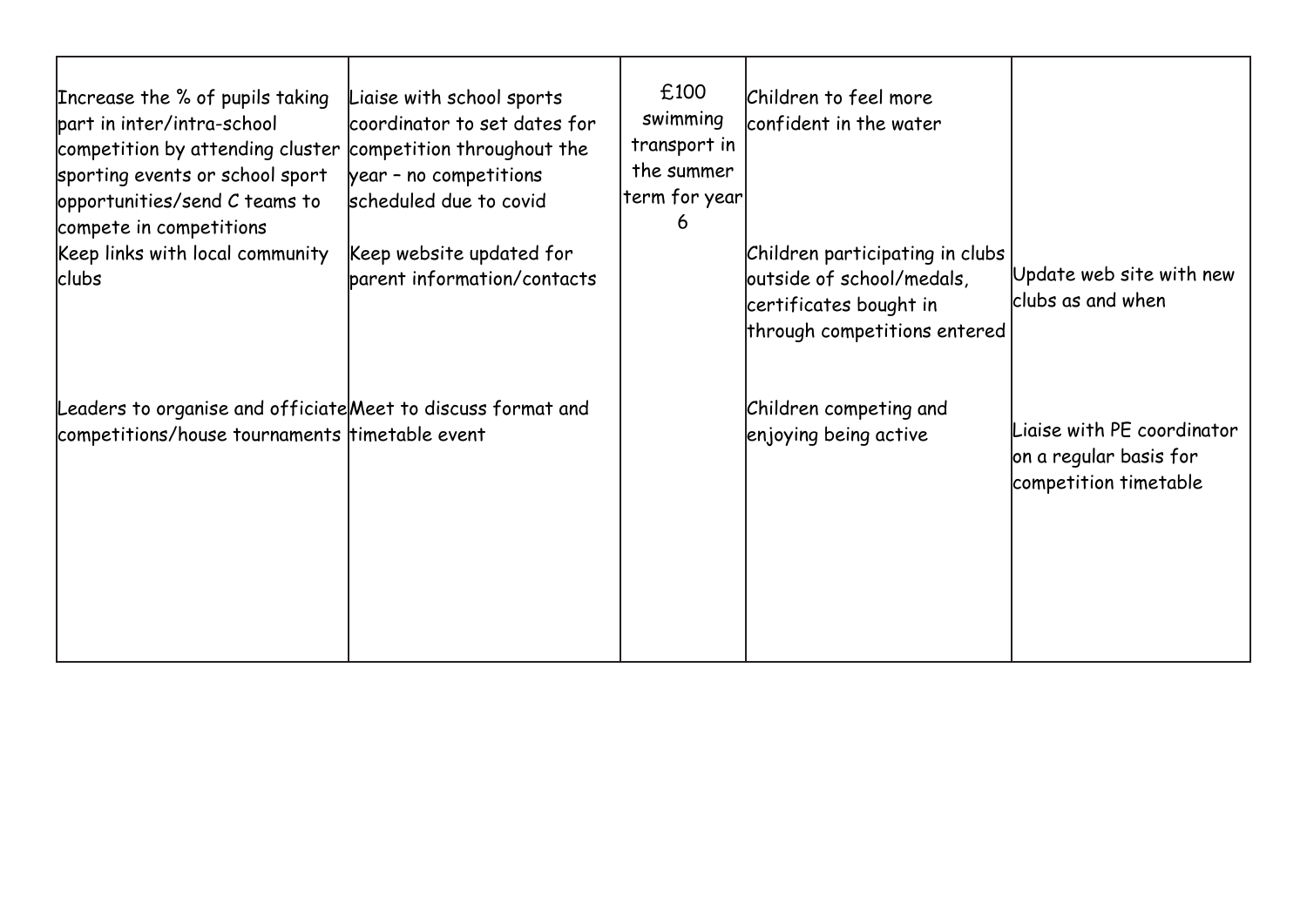| | | | | |
|---|---|---|---|---|
| Increase the % of pupils taking part in inter/intra-school competition by attending cluster sporting events or school sport opportunities/send C teams to compete in competitions | Liaise with school sports coordinator to set dates for competition throughout the year – no competitions scheduled due to covid | £100 swimming transport in the summer term for year 6 | Children to feel more confident in the water | |
| Keep links with local community clubs | Keep website updated for parent information/contacts | | Children participating in clubs outside of school/medals, certificates bought in through competitions entered | Update web site with new clubs as and when |
| Leaders to organise and officiate competitions/house tournaments | Meet to discuss format and timetable event | | Children competing and enjoying being active | Liaise with PE coordinator on a regular basis for competition timetable |